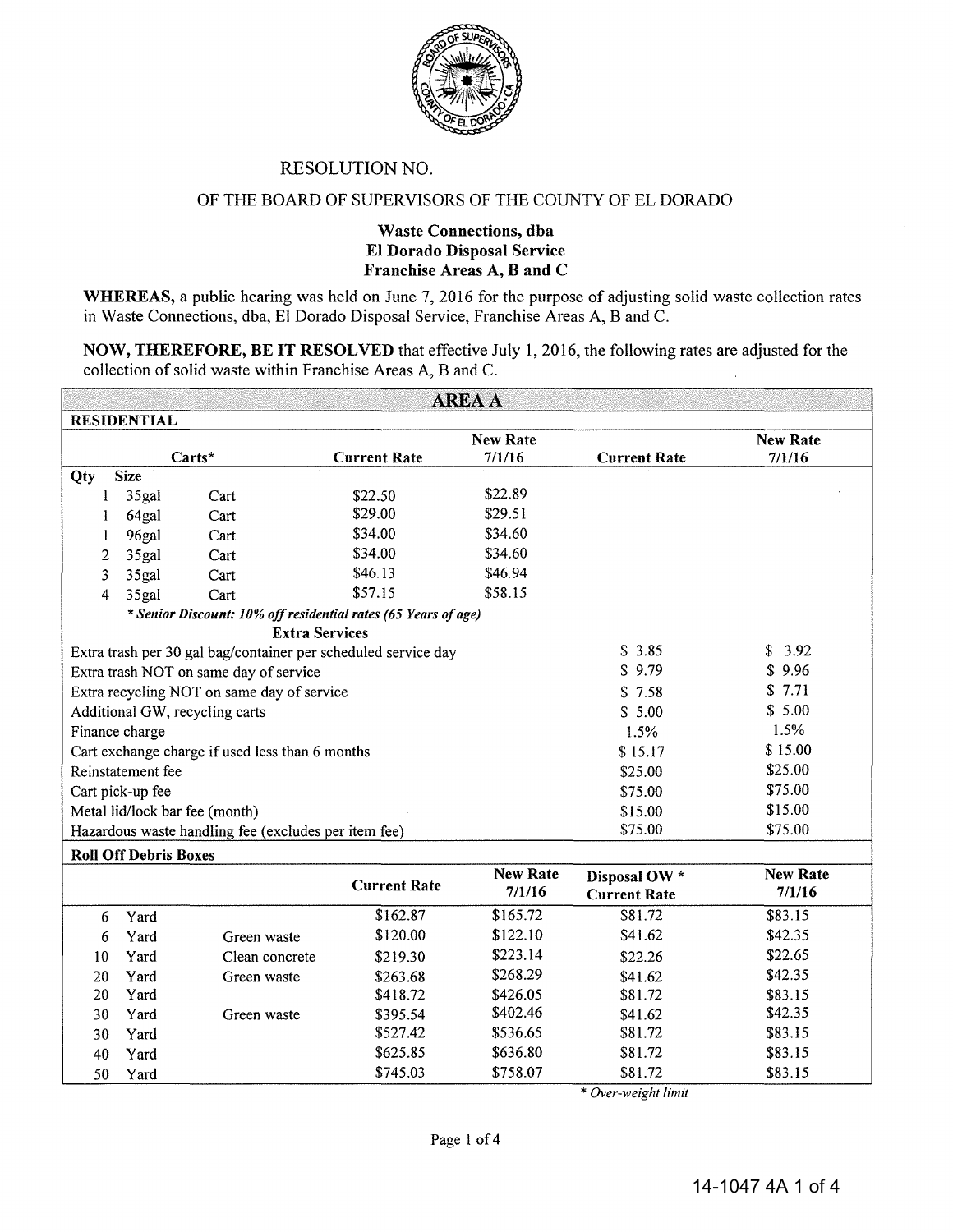RESOLUTION NO.

OF THE BOARD OF SUPERVISORS OF THE COUNTY OF EL DORADO

**Waste Connections, dba**
**El Dorado Disposal Service**
**Franchise Areas A, B and C**

**WHEREAS,** a public hearing was held on June 7, 2016 for the purpose of adjusting solid waste collection rates in Waste Connections, dba, El Dorado Disposal Service, Franchise Areas A, B and C.

**NOW, THEREFORE, BE IT RESOLVED** that effective July 1, 2016, the following rates are adjusted for the collection of solid waste within Franchise Areas A, B and C.

| **AREA A** | | | | | | |
|---|---|---|---|---|---|---|
| **RESIDENTIAL** | | | | | | |
| Carts* | | | **Current Rate** | **New Rate 7/1/16** | **Current Rate** | **New Rate 7/1/16** |
| **Qty** | **Size** | | | | | |
| 1 | 35gal | Cart | $22.50 | $22.89 | | |
| 1 | 64gal | Cart | $29.00 | $29.51 | | |
| 1 | 96gal | Cart | $34.00 | $34.60 | | |
| 2 | 35gal | Cart | $34.00 | $34.60 | | |
| 3 | 35gal | Cart | $46.13 | $46.94 | | |
| 4 | 35gal | Cart | $57.15 | $58.15 | | |
| *\* Senior Discount: 10% off residential rates (65 Years of age)* | | | | | | |
| **Extra Services** | | | | | | |
| Extra trash per 30 gal bag/container per scheduled service day | | | | | $ 3.85 | $ 3.92 |
| Extra trash NOT on same day of service | | | | | $ 9.79 | $ 9.96 |
| Extra recycling NOT on same day of service | | | | | $ 7.58 | $ 7.71 |
| Additional GW, recycling carts | | | | | $ 5.00 | $ 5.00 |
| Finance charge | | | | | 1.5% | 1.5% |
| Cart exchange charge if used less than 6 months | | | | | $ 15.17 | $ 15.00 |
| Reinstatement fee | | | | | $25.00 | $25.00 |
| Cart pick-up fee | | | | | $75.00 | $75.00 |
| Metal lid/lock bar fee (month) | | | | | $15.00 | $15.00 |
| Hazardous waste handling fee (excludes per item fee) | | | | | $75.00 | $75.00 |
| **Roll Off Debris Boxes** | | | | | | |
| | | | **Current Rate** | **New Rate 7/1/16** | **Disposal OW \* Current Rate** | **New Rate 7/1/16** |
| 6 | Yard | | $162.87 | $165.72 | $81.72 | $83.15 |
| 6 | Yard | Green waste | $120.00 | $122.10 | $41.62 | $42.35 |
| 10 | Yard | Clean concrete | $219.30 | $223.14 | $22.26 | $22.65 |
| 20 | Yard | Green waste | $263.68 | $268.29 | $41.62 | $42.35 |
| 20 | Yard | | $418.72 | $426.05 | $81.72 | $83.15 |
| 30 | Yard | Green waste | $395.54 | $402.46 | $41.62 | $42.35 |
| 30 | Yard | | $527.42 | $536.65 | $81.72 | $83.15 |
| 40 | Yard | | $625.85 | $636.80 | $81.72 | $83.15 |
| 50 | Yard | | $745.03 | $758.07 | $81.72 | $83.15 |

*\* Over-weight limit*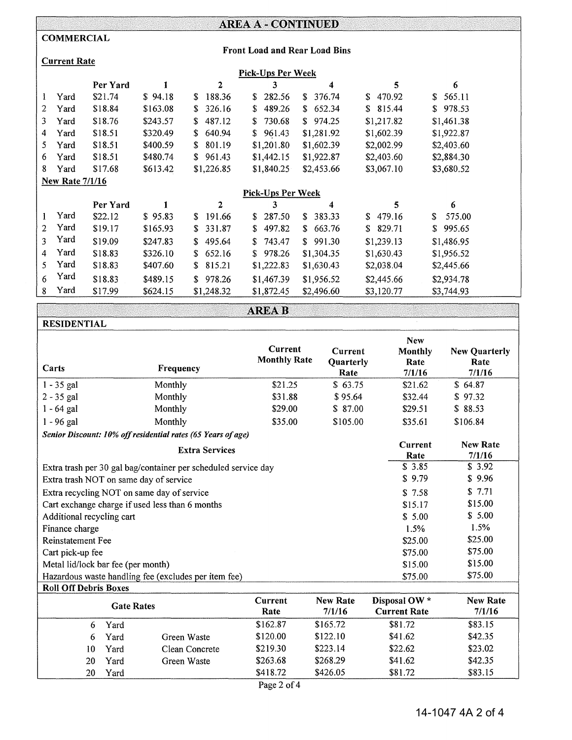## AREA A - CONTINUED

### COMMERCIAL

**Front Load and Rear Load Bins**

**Current Rate**

| | Per Yard | Pick-Ups Per Week 1 | 2 | 3 | 4 | 5 | 6 |
|---|---|---|---|---|---|---|---|
| 1 Yard | $21.74 | $ 94.18 | $ 188.36 | $ 282.56 | $ 376.74 | $ 470.92 | $ 565.11 |
| 2 Yard | $18.84 | $163.08 | $ 326.16 | $ 489.26 | $ 652.34 | $ 815.44 | $ 978.53 |
| 3 Yard | $18.76 | $243.57 | $ 487.12 | $ 730.68 | $ 974.25 | $1,217.82 | $1,461.38 |
| 4 Yard | $18.51 | $320.49 | $ 640.94 | $ 961.43 | $1,281.92 | $1,602.39 | $1,922.87 |
| 5 Yard | $18.51 | $400.59 | $ 801.19 | $1,201.80 | $1,602.39 | $2,002.99 | $2,403.60 |
| 6 Yard | $18.51 | $480.74 | $ 961.43 | $1,442.15 | $1,922.87 | $2,403.60 | $2,884.30 |
| 8 Yard | $17.68 | $613.42 | $1,226.85 | $1,840.25 | $2,453.66 | $3,067.10 | $3,680.52 |

**New Rate 7/1/16**

| | Per Yard | Pick-Ups Per Week 1 | 2 | 3 | 4 | 5 | 6 |
|---|---|---|---|---|---|---|---|
| 1 Yard | $22.12 | $ 95.83 | $ 191.66 | $ 287.50 | $ 383.33 | $ 479.16 | $ 575.00 |
| 2 Yard | $19.17 | $165.93 | $ 331.87 | $ 497.82 | $ 663.76 | $ 829.71 | $ 995.65 |
| 3 Yard | $19.09 | $247.83 | $ 495.64 | $ 743.47 | $ 991.30 | $1,239.13 | $1,486.95 |
| 4 Yard | $18.83 | $326.10 | $ 652.16 | $ 978.26 | $1,304.35 | $1,630.43 | $1,956.52 |
| 5 Yard | $18.83 | $407.60 | $ 815.21 | $1,222.83 | $1,630.43 | $2,038.04 | $2,445.66 |
| 6 Yard | $18.83 | $489.15 | $ 978.26 | $1,467.39 | $1,956.52 | $2,445.66 | $2,934.78 |
| 8 Yard | $17.99 | $624.15 | $1,248.32 | $1,872.45 | $2,496.60 | $3,120.77 | $3,744.93 |

## AREA B

### RESIDENTIAL

| Carts | Frequency | Current Monthly Rate | Current Quarterly Rate | New Monthly Rate 7/1/16 | New Quarterly Rate 7/1/16 |
|---|---|---|---|---|---|
| 1 - 35 gal | Monthly | $21.25 | $ 63.75 | $21.62 | $ 64.87 |
| 2 - 35 gal | Monthly | $31.88 | $ 95.64 | $32.44 | $ 97.32 |
| 1 - 64 gal | Monthly | $29.00 | $ 87.00 | $29.51 | $ 88.53 |
| 1 - 96 gal | Monthly | $35.00 | $105.00 | $35.61 | $106.84 |

***Senior Discount: 10% off residential rates (65 Years of age)***

| Extra Services | Current Rate | New Rate 7/1/16 |
|---|---|---|
| Extra trash per 30 gal bag/container per scheduled service day | $ 3.85 | $ 3.92 |
| Extra trash NOT on same day of service | $ 9.79 | $ 9.96 |
| Extra recycling NOT on same day of service | $ 7.58 | $ 7.71 |
| Cart exchange charge if used less than 6 months | $15.17 | $15.00 |
| Additional recycling cart | $ 5.00 | $ 5.00 |
| Finance charge | 1.5% | 1.5% |
| Reinstatement Fee | $25.00 | $25.00 |
| Cart pick-up fee | $75.00 | $75.00 |
| Metal lid/lock bar fee (per month) | $15.00 | $15.00 |
| Hazardous waste handling fee (excludes per item fee) | $75.00 | $75.00 |

**Roll Off Debris Boxes**

| Gate Rates | | Current Rate | New Rate 7/1/16 | Disposal OW * Current Rate | New Rate 7/1/16 |
|---|---|---|---|---|---|
| 6 Yard | | $162.87 | $165.72 | $81.72 | $83.15 |
| 6 Yard | Green Waste | $120.00 | $122.10 | $41.62 | $42.35 |
| 10 Yard | Clean Concrete | $219.30 | $223.14 | $22.62 | $23.02 |
| 20 Yard | Green Waste | $263.68 | $268.29 | $41.62 | $42.35 |
| 20 Yard | | $418.72 | $426.05 | $81.72 | $83.15 |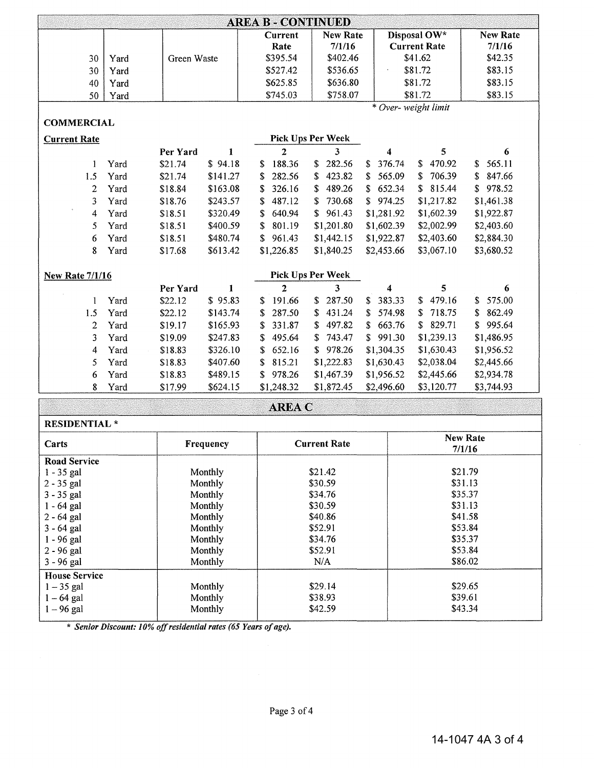## AREA B - CONTINUED

| | | | Current Rate | New Rate 7/1/16 | Disposal OW* Current Rate | New Rate 7/1/16 |
|---|---|---|---|---|---|---|
| 30 | Yard | Green Waste | $395.54 | $402.46 | $41.62 | $42.35 |
| 30 | Yard | | $527.42 | $536.65 | $81.72 | $83.15 |
| 40 | Yard | | $625.85 | $636.80 | $81.72 | $83.15 |
| 50 | Yard | | $745.03 | $758.07 | $81.72 | $83.15 |

*\* Over- weight limit*

### COMMERCIAL

**Current Rate**

| | | Per Yard | 1 | 2 | 3 | 4 | 5 | 6 |
|---|---|---|---|---|---|---|---|---|
| | | | | Pick Ups Per Week | | | | |
| 1 | Yard | $21.74 | $ 94.18 | $ 188.36 | $ 282.56 | $ 376.74 | $ 470.92 | $ 565.11 |
| 1.5 | Yard | $21.74 | $141.27 | $ 282.56 | $ 423.82 | $ 565.09 | $ 706.39 | $ 847.66 |
| 2 | Yard | $18.84 | $163.08 | $ 326.16 | $ 489.26 | $ 652.34 | $ 815.44 | $ 978.52 |
| 3 | Yard | $18.76 | $243.57 | $ 487.12 | $ 730.68 | $ 974.25 | $1,217.82 | $1,461.38 |
| 4 | Yard | $18.51 | $320.49 | $ 640.94 | $ 961.43 | $1,281.92 | $1,602.39 | $1,922.87 |
| 5 | Yard | $18.51 | $400.59 | $ 801.19 | $1,201.80 | $1,602.39 | $2,002.99 | $2,403.60 |
| 6 | Yard | $18.51 | $480.74 | $ 961.43 | $1,442.15 | $1,922.87 | $2,403.60 | $2,884.30 |
| 8 | Yard | $17.68 | $613.42 | $1,226.85 | $1,840.25 | $2,453.66 | $3,067.10 | $3,680.52 |

**New Rate 7/1/16**

| | | Per Yard | 1 | 2 | 3 | 4 | 5 | 6 |
|---|---|---|---|---|---|---|---|---|
| | | | | Pick Ups Per Week | | | | |
| 1 | Yard | $22.12 | $ 95.83 | $ 191.66 | $ 287.50 | $ 383.33 | $ 479.16 | $ 575.00 |
| 1.5 | Yard | $22.12 | $143.74 | $ 287.50 | $ 431.24 | $ 574.98 | $ 718.75 | $ 862.49 |
| 2 | Yard | $19.17 | $165.93 | $ 331.87 | $ 497.82 | $ 663.76 | $ 829.71 | $ 995.64 |
| 3 | Yard | $19.09 | $247.83 | $ 495.64 | $ 743.47 | $ 991.30 | $1,239.13 | $1,486.95 |
| 4 | Yard | $18.83 | $326.10 | $ 652.16 | $ 978.26 | $1,304.35 | $1,630.43 | $1,956.52 |
| 5 | Yard | $18.83 | $407.60 | $ 815.21 | $1,222.83 | $1,630.43 | $2,038.04 | $2,445.66 |
| 6 | Yard | $18.83 | $489.15 | $ 978.26 | $1,467.39 | $1,956.52 | $2,445.66 | $2,934.78 |
| 8 | Yard | $17.99 | $624.15 | $1,248.32 | $1,872.45 | $2,496.60 | $3,120.77 | $3,744.93 |

## AREA C

### RESIDENTIAL *

| Carts | Frequency | Current Rate | New Rate 7/1/16 |
|---|---|---|---|
| **Road Service** | | | |
| 1 - 35 gal | Monthly | $21.42 | $21.79 |
| 2 - 35 gal | Monthly | $30.59 | $31.13 |
| 3 - 35 gal | Monthly | $34.76 | $35.37 |
| 1 - 64 gal | Monthly | $30.59 | $31.13 |
| 2 - 64 gal | Monthly | $40.86 | $41.58 |
| 3 - 64 gal | Monthly | $52.91 | $53.84 |
| 1 - 96 gal | Monthly | $34.76 | $35.37 |
| 2 - 96 gal | Monthly | $52.91 | $53.84 |
| 3 - 96 gal | Monthly | N/A | $86.02 |
| **House Service** | | | |
| 1 – 35 gal | Monthly | $29.14 | $29.65 |
| 1 – 64 gal | Monthly | $38.93 | $39.61 |
| 1 – 96 gal | Monthly | $42.59 | $43.34 |

***\* Senior Discount: 10% off residential rates (65 Years of age).***

14-1047 4A 3 of 4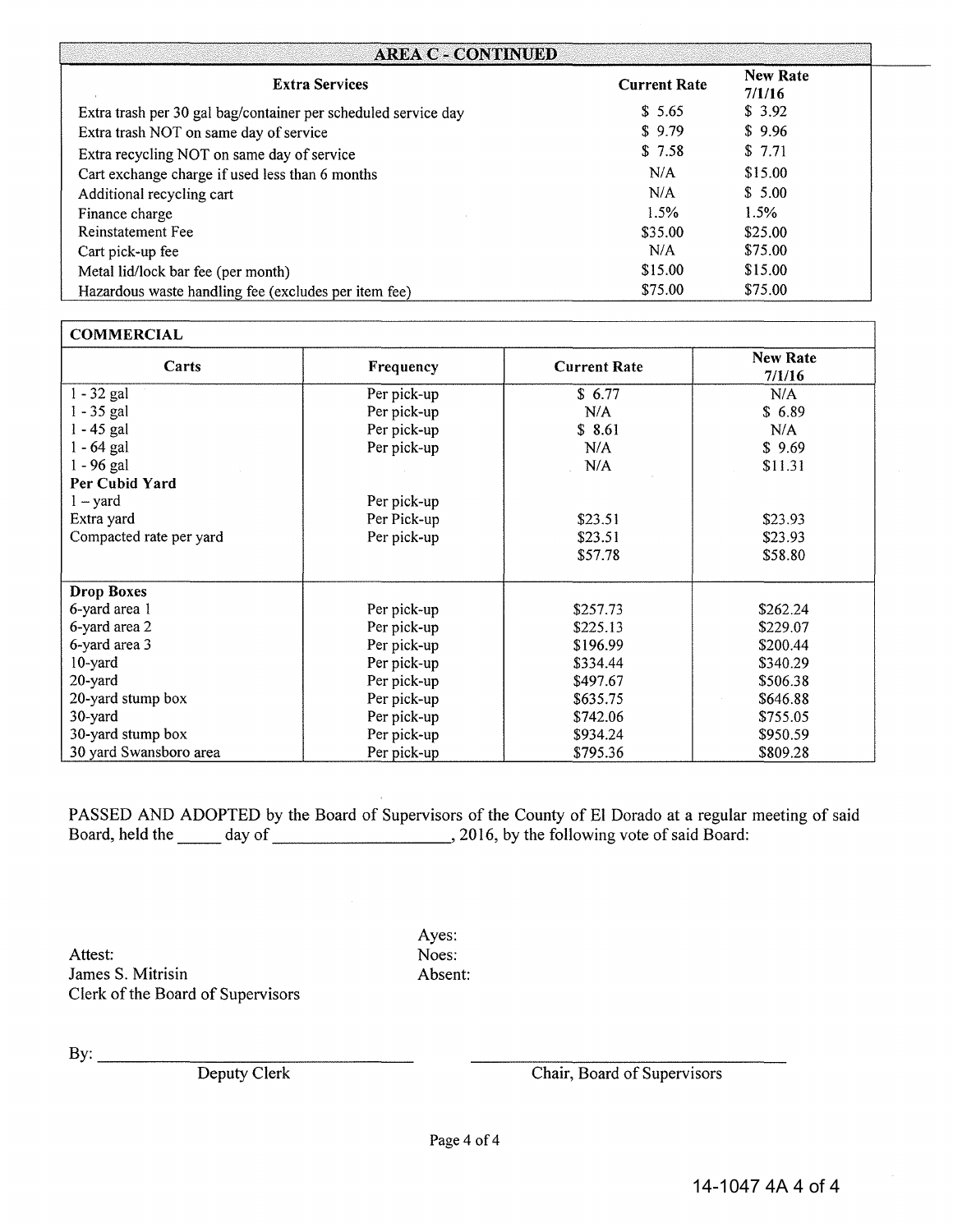| AREA C - CONTINUED | | |
|---|---|---|
| **Extra Services** | **Current Rate** | **New Rate 7/1/16** |
| Extra trash per 30 gal bag/container per scheduled service day | $ 5.65 | $ 3.92 |
| Extra trash NOT on same day of service | $ 9.79 | $ 9.96 |
| Extra recycling NOT on same day of service | $ 7.58 | $ 7.71 |
| Cart exchange charge if used less than 6 months | N/A | $15.00 |
| Additional recycling cart | N/A | $ 5.00 |
| Finance charge | 1.5% | 1.5% |
| Reinstatement Fee | $35.00 | $25.00 |
| Cart pick-up fee | N/A | $75.00 |
| Metal lid/lock bar fee (per month) | $15.00 | $15.00 |
| Hazardous waste handling fee (excludes per item fee) | $75.00 | $75.00 |

| COMMERCIAL | | | |
|---|---|---|---|
| **Carts** | **Frequency** | **Current Rate** | **New Rate 7/1/16** |
| 1 - 32 gal | Per pick-up | $ 6.77 | N/A |
| 1 - 35 gal | Per pick-up | N/A | $ 6.89 |
| 1 - 45 gal | Per pick-up | $ 8.61 | N/A |
| 1 - 64 gal | Per pick-up | N/A | $ 9.69 |
| 1 - 96 gal | | N/A | $11.31 |
| **Per Cubid Yard** | | | |
| 1 – yard | Per pick-up | | |
| Extra yard | Per Pick-up | $23.51 | $23.93 |
| Compacted rate per yard | Per pick-up | $23.51 | $23.93 |
| | | $57.78 | $58.80 |
| **Drop Boxes** | | | |
| 6-yard area 1 | Per pick-up | $257.73 | $262.24 |
| 6-yard area 2 | Per pick-up | $225.13 | $229.07 |
| 6-yard area 3 | Per pick-up | $196.99 | $200.44 |
| 10-yard | Per pick-up | $334.44 | $340.29 |
| 20-yard | Per pick-up | $497.67 | $506.38 |
| 20-yard stump box | Per pick-up | $635.75 | $646.88 |
| 30-yard | Per pick-up | $742.06 | $755.05 |
| 30-yard stump box | Per pick-up | $934.24 | $950.59 |
| 30 yard Swansboro area | Per pick-up | $795.36 | $809.28 |

PASSED AND ADOPTED by the Board of Supervisors of the County of El Dorado at a regular meeting of said Board, held the _____ day of ____________________, 2016, by the following vote of said Board:

Ayes:
Noes:
Absent:

Attest:
James S. Mitrisin
Clerk of the Board of Supervisors

By: ________________________________
Deputy Clerk

________________________________
Chair, Board of Supervisors